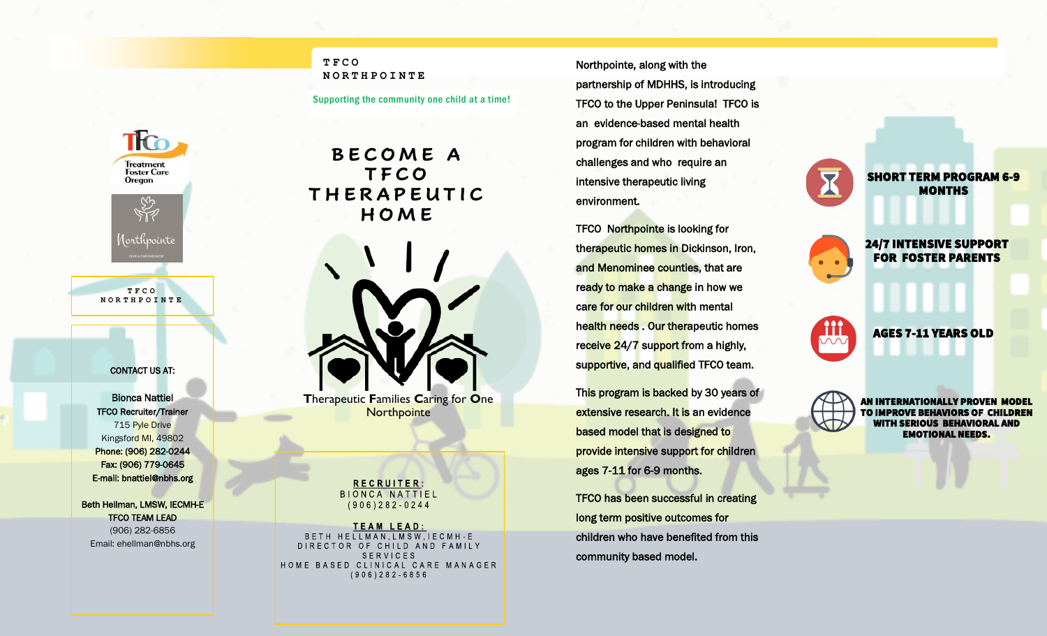Treatment Foster Care Oregon

Northpointe

TFCO NORTHPOINTE

CONTACT US AT:

**Bionca Nattiel**
**TFCO Recruiter/Trainer**
715 Pyle Drive
Kingsford MI, 49802
**Phone: (906) 282-0244**
**Fax: (906) 779-0645**
**E-mail: bnattiel@nbhs.org**

**Beth Hellman, LMSW, IECMH-E**
**TFCO TEAM LEAD**
(906) 282-6856
Email: ehellman@nbhs.org

# TFCO NORTHPOINTE

Supporting the community one child at a time!

## BECOME A TFCO THERAPEUTIC HOME

**T**herapeutic **F**amilies **C**aring for **O**ne
Northpointe

**RECRUITER:**
BIONCA NATTIEL
(906)282-0244

**TEAM LEAD:**
BETH HELLMAN,LMSW,IECMH-E
DIRECTOR OF CHILD AND FAMILY SERVICES
HOME BASED CLINICAL CARE MANAGER
(906)282-6856

Northpointe, along with the partnership of MDHHS, is introducing TFCO to the Upper Peninsula! TFCO is an evidence-based mental health program for children with behavioral challenges and who require an intensive therapeutic living environment.

TFCO Northpointe is looking for therapeutic homes in Dickinson, Iron, and Menominee counties, that are ready to make a change in how we care for our children with mental health needs . Our therapeutic homes receive 24/7 support from a highly, supportive, and qualified TFCO team.

This program is backed by 30 years of extensive research. It is an evidence based model that is designed to provide intensive support for children ages 7-11 for 6-9 months.

TFCO has been successful in creating long term positive outcomes for children who have benefited from this community based model.

**SHORT TERM PROGRAM 6-9 MONTHS**

**24/7 INTENSIVE SUPPORT FOR FOSTER PARENTS**

**AGES 7-11 YEARS OLD**

**AN INTERNATIONALLY PROVEN MODEL TO IMPROVE BEHAVIORS OF CHILDREN WITH SERIOUS BEHAVIORAL AND EMOTIONAL NEEDS.**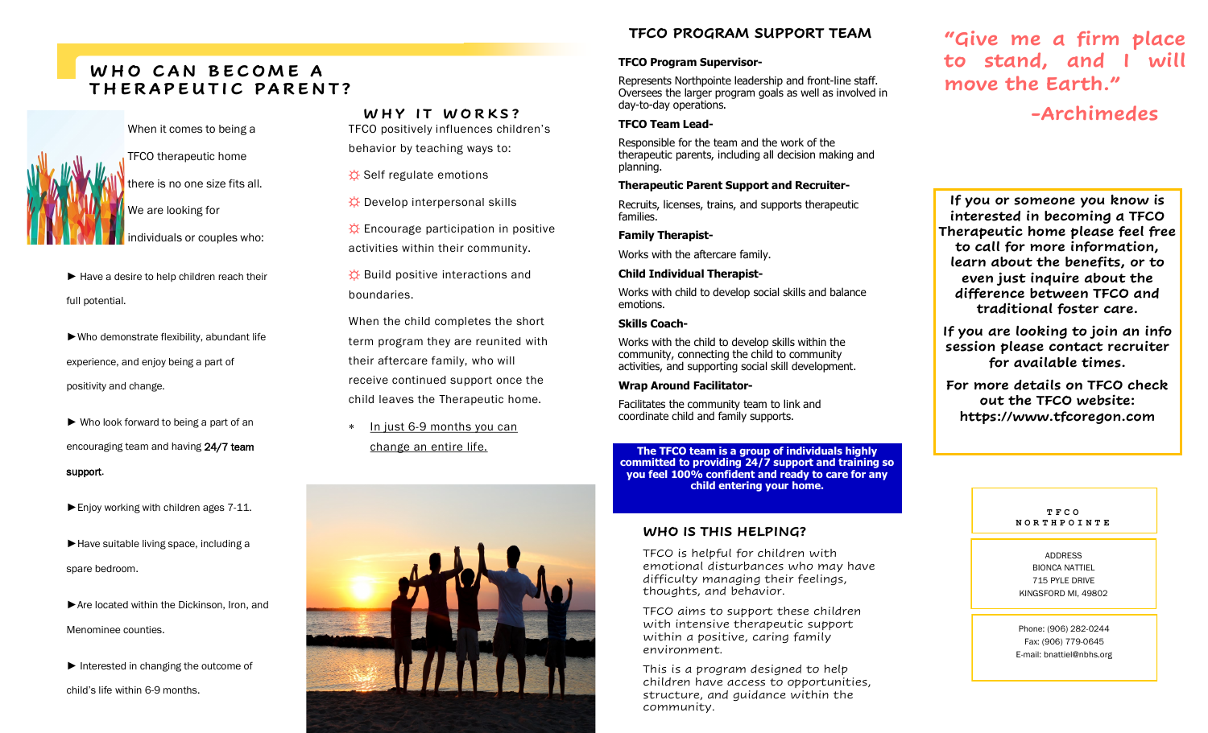## WHO CAN BECOME A THERAPEUTIC PARENT?

When it comes to being a TFCO therapeutic home there is no one size fits all. We are looking for individuals or couples who:

► Have a desire to help children reach their full potential.

► Who demonstrate flexibility, abundant life experience, and enjoy being a part of positivity and change.

► Who look forward to being a part of an encouraging team and having **24/7 team support**.

► Enjoy working with children ages 7-11.

► Have suitable living space, including a spare bedroom.

► Are located within the Dickinson, Iron, and Menominee counties.

► Interested in changing the outcome of child's life within 6-9 months.

## WHY IT WORKS?

TFCO positively influences children's behavior by teaching ways to:

☼ Self regulate emotions

☼ Develop interpersonal skills

☼ Encourage participation in positive activities within their community.

☼ Build positive interactions and boundaries.

When the child completes the short term program they are reunited with their aftercare family, who will receive continued support once the child leaves the Therapeutic home.

* In just 6-9 months you can change an entire life.

## TFCO PROGRAM SUPPORT TEAM

**TFCO Program Supervisor-**

Represents Northpointe leadership and front-line staff. Oversees the larger program goals as well as involved in day-to-day operations.

**TFCO Team Lead-**

Responsible for the team and the work of the therapeutic parents, including all decision making and planning.

**Therapeutic Parent Support and Recruiter-**

Recruits, licenses, trains, and supports therapeutic families.

**Family Therapist-**

Works with the aftercare family.

**Child Individual Therapist-**

Works with child to develop social skills and balance emotions.

**Skills Coach-**

Works with the child to develop skills within the community, connecting the child to community activities, and supporting social skill development.

**Wrap Around Facilitator-**

Facilitates the community team to link and coordinate child and family supports.

**The TFCO team is a group of individuals highly committed to providing 24/7 support and training so you feel 100% confident and ready to care for any child entering your home.**

## WHO IS THIS HELPING?

TFCO is helpful for children with emotional disturbances who may have difficulty managing their feelings, thoughts, and behavior.

TFCO aims to support these children with intensive therapeutic support within a positive, caring family environment.

This is a program designed to help children have access to opportunities, structure, and guidance within the community.

"Give me a firm place to stand, and I will move the Earth."

-Archimedes

**If you or someone you know is interested in becoming a TFCO Therapeutic home please feel free to call for more information, learn about the benefits, or to even just inquire about the difference between TFCO and traditional foster care.**

**If you are looking to join an info session please contact recruiter for available times.**

**For more details on TFCO check out the TFCO website: https://www.tfcoregon.com**

TFCO NORTHPOINTE

ADDRESS
BIONCA NATTIEL
715 PYLE DRIVE
KINGSFORD MI, 49802

Phone: (906) 282-0244
Fax: (906) 779-0645
E-mail: bnattiel@nbhs.org